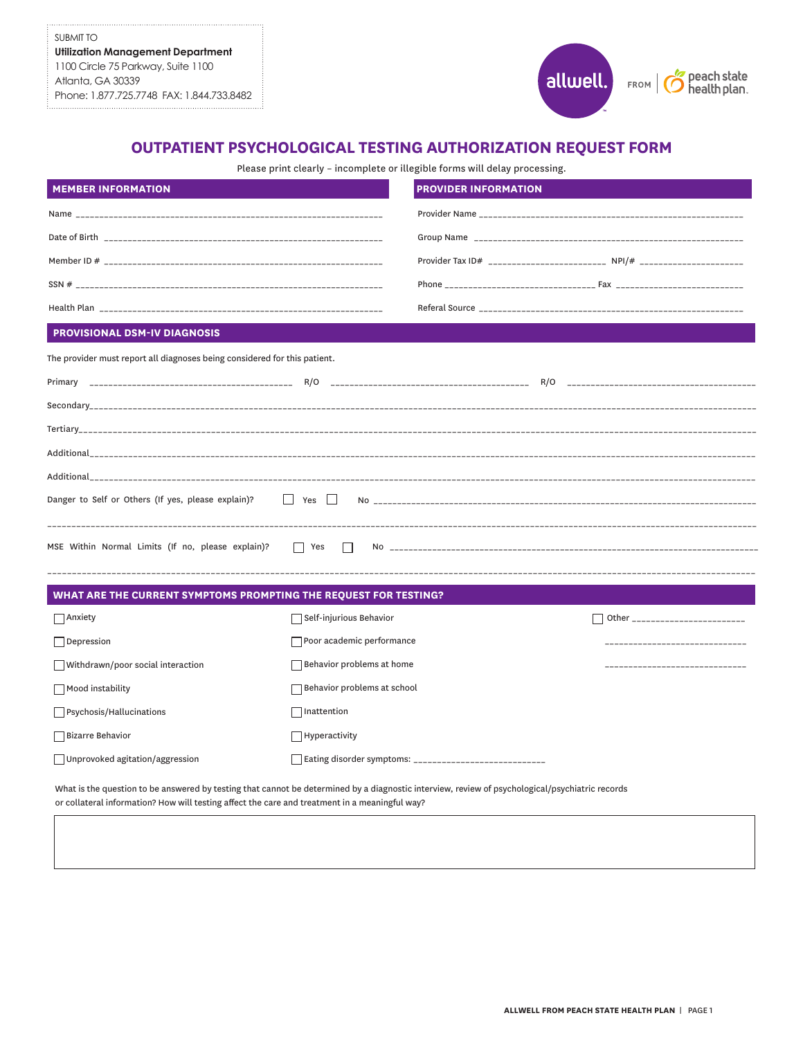SUBMIT TO
**Utilization Management Department**
1100 Circle 75 Parkway, Suite 1100
Atlanta, GA 30339
Phone: 1.877.725.7748 FAX: 1.844.733.8482

allwell. FROM peach state health plan.

# OUTPATIENT PSYCHOLOGICAL TESTING AUTHORIZATION REQUEST FORM

Please print clearly – incomplete or illegible forms will delay processing.

## MEMBER INFORMATION

Name ___________________________________________

Date of Birth ___________________________________________

Member ID # ___________________________________________

SSN # ___________________________________________

Health Plan ___________________________________________

## PROVIDER INFORMATION

Provider Name ___________________________________________

Group Name ___________________________________________

Provider Tax ID# ____________________ NPI/# ____________________

Phone ____________________ Fax ____________________

Referal Source ___________________________________________

## PROVISIONAL DSM-IV DIAGNOSIS

The provider must report all diagnoses being considered for this patient.

Primary ____________________ R/O ____________________ R/O ____________________

Secondary___________________________________________

Tertiary___________________________________________

Additional___________________________________________

Additional___________________________________________

Danger to Self or Others (If yes, please explain)? ☐ Yes ☐ No ___________________________________________

___________________________________________

MSE Within Normal Limits (If no, please explain)? ☐ Yes ☐ No ___________________________________________

___________________________________________

## WHAT ARE THE CURRENT SYMPTOMS PROMPTING THE REQUEST FOR TESTING?

- ☐ Anxiety
- ☐ Depression
- ☐ Withdrawn/poor social interaction
- ☐ Mood instability
- ☐ Psychosis/Hallucinations
- ☐ Bizarre Behavior
- ☐ Unprovoked agitation/aggression
- ☐ Self-injurious Behavior
- ☐ Poor academic performance
- ☐ Behavior problems at home
- ☐ Behavior problems at school
- ☐ Inattention
- ☐ Hyperactivity
- ☐ Eating disorder symptoms: ____________________
- ☐ Other ____________________

____________________

____________________

What is the question to be answered by testing that cannot be determined by a diagnostic interview, review of psychological/psychiatric records or collateral information? How will testing affect the care and treatment in a meaningful way?

| |
|---|
| |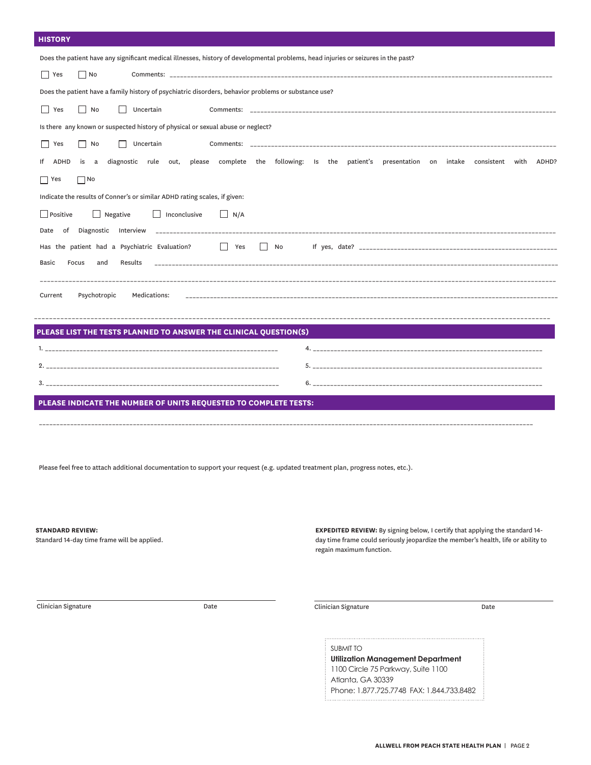## HISTORY

Does the patient have any significant medical illnesses, history of developmental problems, head injuries or seizures in the past?

☐ Yes ☐ No Comments: ____________________________________________

Does the patient have a family history of psychiatric disorders, behavior problems or substance use?

☐ Yes ☐ No ☐ Uncertain Comments: ____________________________________________

Is there any known or suspected history of physical or sexual abuse or neglect?

☐ Yes ☐ No ☐ Uncertain Comments: ____________________________________________

If ADHD is a diagnostic rule out, please complete the following: Is the patient's presentation on intake consistent with ADHD?

☐ Yes ☐ No

Indicate the results of Conner's or similar ADHD rating scales, if given:

☐ Positive ☐ Negative ☐ Inconclusive ☐ N/A

Date of Diagnostic Interview ____________________________________________

Has the patient had a Psychiatric Evaluation? ☐ Yes ☐ No If yes, date? ______________________________

Basic Focus and Results ____________________________________________

____________________________________________

Current Psychotropic Medications: ____________________________________________

____________________________________________

## PLEASE LIST THE TESTS PLANNED TO ANSWER THE CLINICAL QUESTION(S)

1. ______________________________
2. ______________________________
3. ______________________________
4. ______________________________
5. ______________________________
6. ______________________________

## PLEASE INDICATE THE NUMBER OF UNITS REQUESTED TO COMPLETE TESTS:

____________________________________________

Please feel free to attach additional documentation to support your request (e.g. updated treatment plan, progress notes, etc.).

**STANDARD REVIEW:**
Standard 14-day time frame will be applied.

Clinician Signature ______________________ Date ______________________

**EXPEDITED REVIEW:** By signing below, I certify that applying the standard 14-day time frame could seriously jeopardize the member's health, life or ability to regain maximum function.

Clinician Signature ______________________ Date ______________________

SUBMIT TO
**Utilization Management Department**
1100 Circle 75 Parkway, Suite 1100
Atlanta, GA 30339
Phone: 1.877.725.7748 FAX: 1.844.733.8482